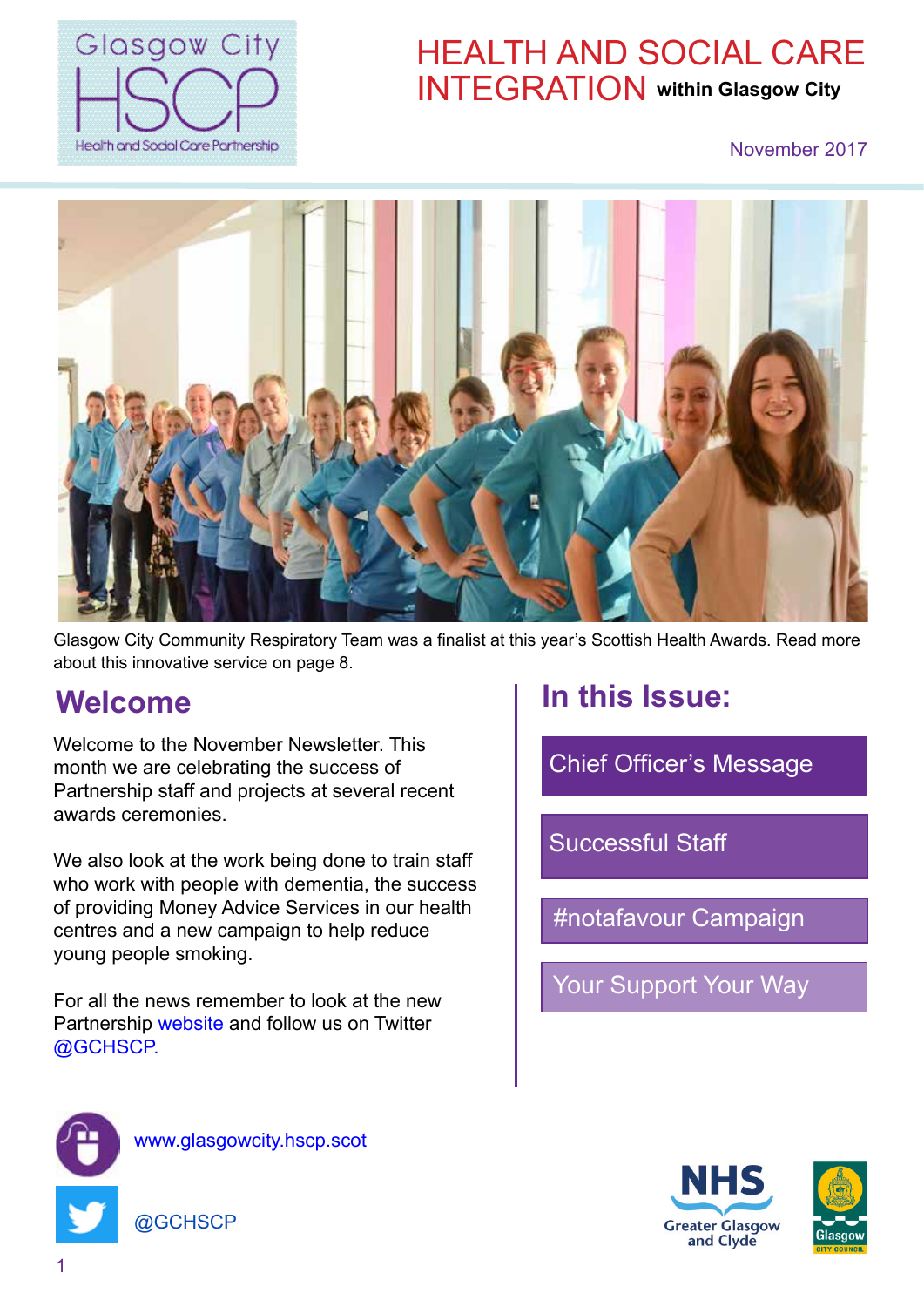# HEALTH AND SOCIAL CARE INTEGRATION within Glasgow City

November 2017

Glasgow City Community Respiratory Team was a finalist at this year's Scottish Health Awards. Read more about this innovative service on page 8.

## Welcome

Welcome to the November Newsletter. This month we are celebrating the success of Partnership staff and projects at several recent awards ceremonies.

We also look at the work being done to train staff who work with people with dementia, the success of providing Money Advice Services in our health centres and a new campaign to help reduce young people smoking.

For all the news remember to look at the new Partnership website and follow us on Twitter @GCHSCP.

## In this Issue:

- Chief Officer's Message
- Successful Staff
- #notafavour Campaign
- Your Support Your Way

www.glasgowcity.hscp.scot

@GCHSCP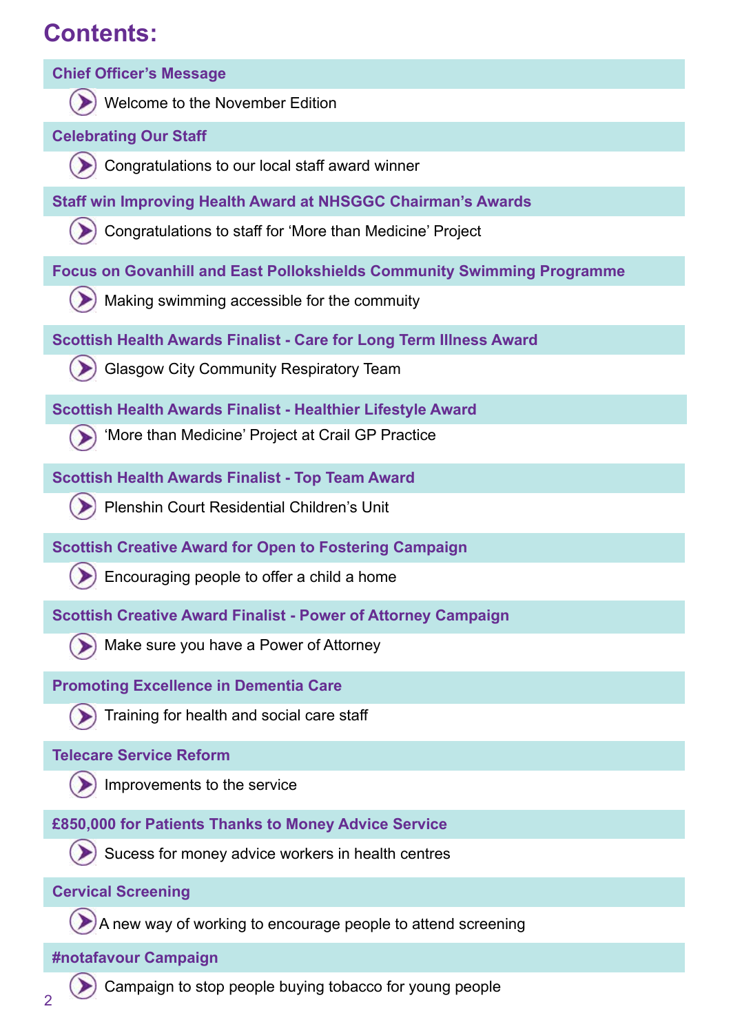# Contents:

**Chief Officer's Message**

- Welcome to the November Edition

**Celebrating Our Staff**

- Congratulations to our local staff award winner

**Staff win Improving Health Award at NHSGGC Chairman's Awards**

- Congratulations to staff for 'More than Medicine' Project

**Focus on Govanhill and East Pollokshields Community Swimming Programme**

- Making swimming accessible for the commuity

**Scottish Health Awards Finalist - Care for Long Term Illness Award**

- Glasgow City Community Respiratory Team

**Scottish Health Awards Finalist - Healthier Lifestyle Award**

- 'More than Medicine' Project at Crail GP Practice

**Scottish Health Awards Finalist - Top Team Award**

- Plenshin Court Residential Children's Unit

**Scottish Creative Award for Open to Fostering Campaign**

- Encouraging people to offer a child a home

**Scottish Creative Award Finalist - Power of Attorney Campaign**

- Make sure you have a Power of Attorney

**Promoting Excellence in Dementia Care**

- Training for health and social care staff

**Telecare Service Reform**

- Improvements to the service

**£850,000 for Patients Thanks to Money Advice Service**

- Sucess for money advice workers in health centres

**Cervical Screening**

- A new way of working to encourage people to attend screening

**#notafavour Campaign**

- Campaign to stop people buying tobacco for young people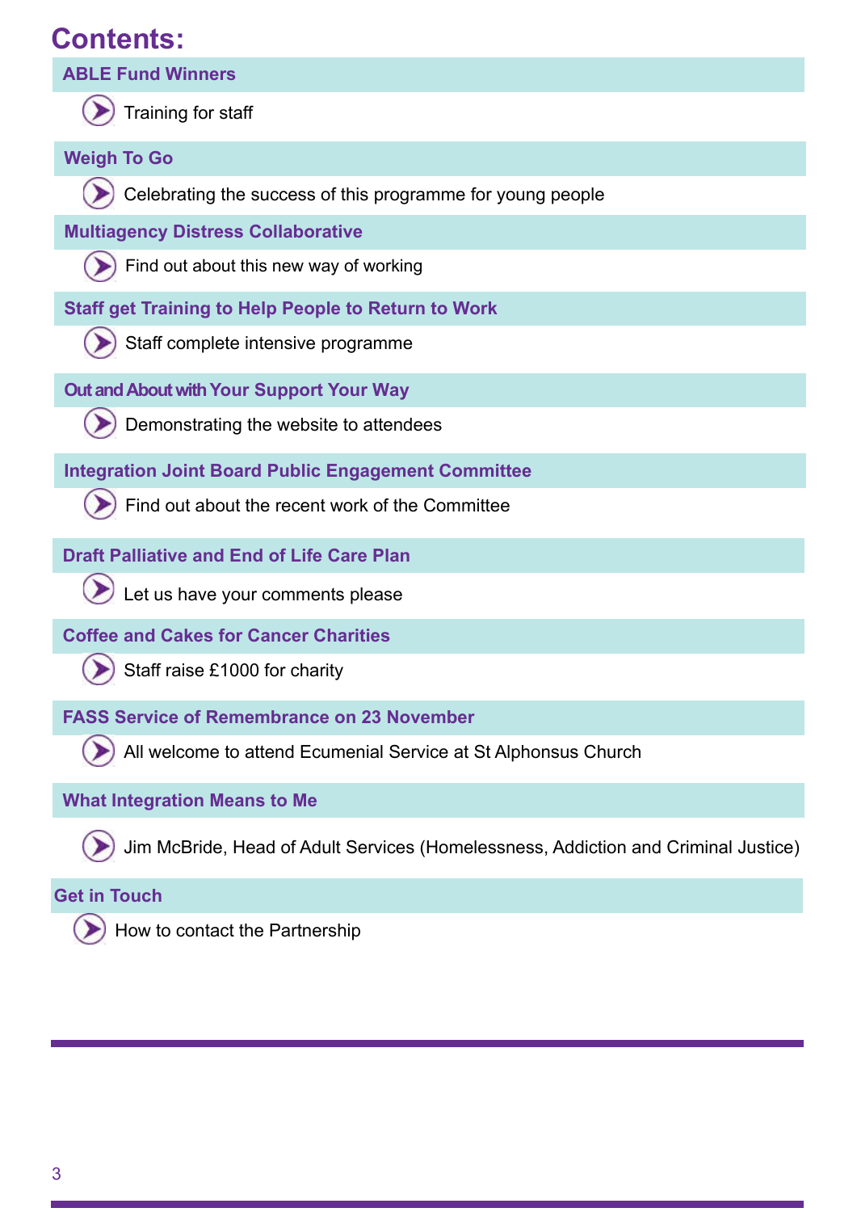# Contents:

## ABLE Fund Winners

- Training for staff

## Weigh To Go

- Celebrating the success of this programme for young people

## Multiagency Distress Collaborative

- Find out about this new way of working

## Staff get Training to Help People to Return to Work

- Staff complete intensive programme

## Out and About with Your Support Your Way

- Demonstrating the website to attendees

## Integration Joint Board Public Engagement Committee

- Find out about the recent work of the Committee

## Draft Palliative and End of Life Care Plan

- Let us have your comments please

## Coffee and Cakes for Cancer Charities

- Staff raise £1000 for charity

## FASS Service of Remembrance on 23 November

- All welcome to attend Ecumenial Service at St Alphonsus Church

## What Integration Means to Me

- Jim McBride, Head of Adult Services (Homelessness, Addiction and Criminal Justice)

## Get in Touch

- How to contact the Partnership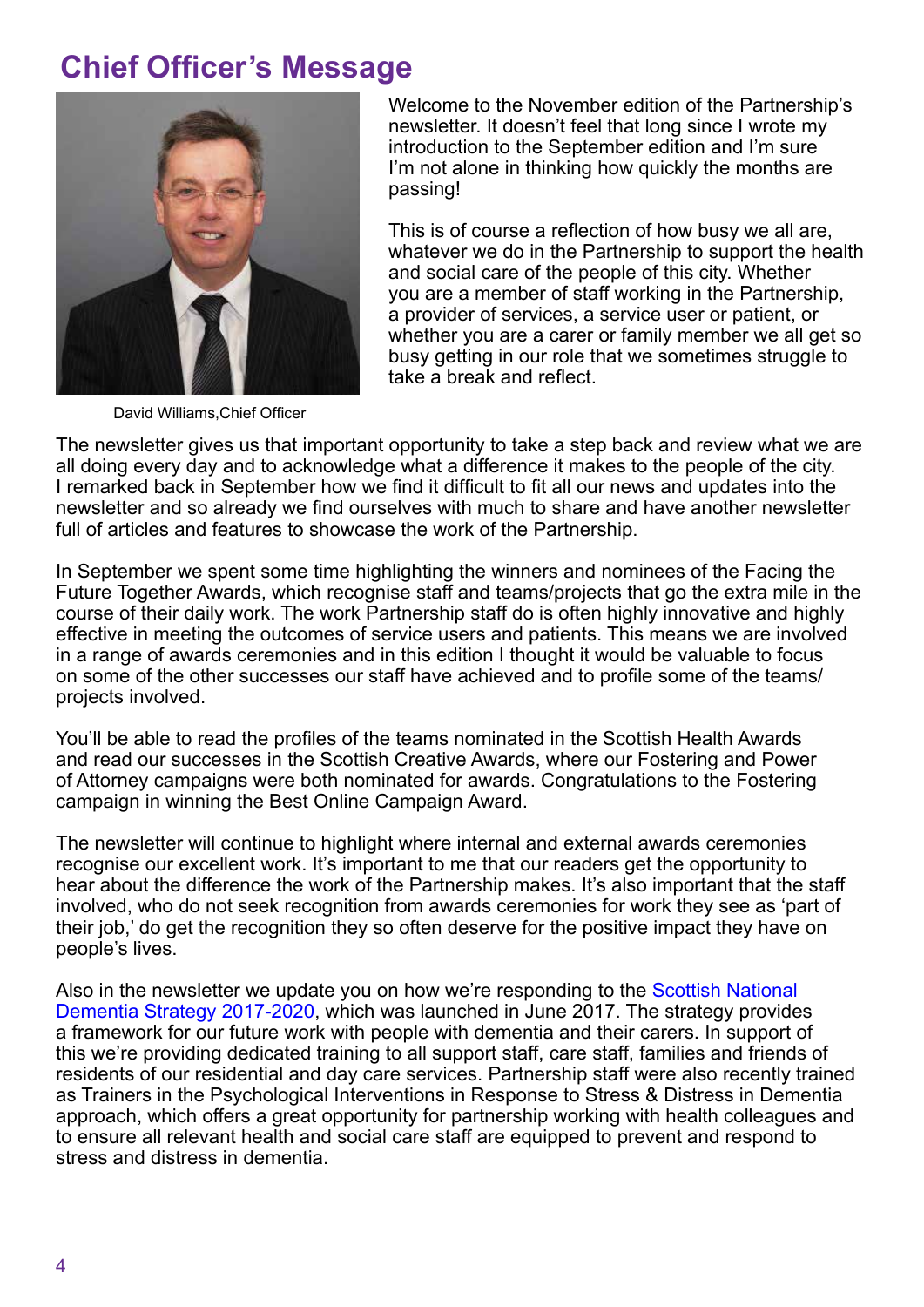# Chief Officer's Message

David Williams,Chief Officer

Welcome to the November edition of the Partnership's newsletter. It doesn't feel that long since I wrote my introduction to the September edition and I'm sure I'm not alone in thinking how quickly the months are passing!

This is of course a reflection of how busy we all are, whatever we do in the Partnership to support the health and social care of the people of this city. Whether you are a member of staff working in the Partnership, a provider of services, a service user or patient, or whether you are a carer or family member we all get so busy getting in our role that we sometimes struggle to take a break and reflect.

The newsletter gives us that important opportunity to take a step back and review what we are all doing every day and to acknowledge what a difference it makes to the people of the city. I remarked back in September how we find it difficult to fit all our news and updates into the newsletter and so already we find ourselves with much to share and have another newsletter full of articles and features to showcase the work of the Partnership.

In September we spent some time highlighting the winners and nominees of the Facing the Future Together Awards, which recognise staff and teams/projects that go the extra mile in the course of their daily work. The work Partnership staff do is often highly innovative and highly effective in meeting the outcomes of service users and patients. This means we are involved in a range of awards ceremonies and in this edition I thought it would be valuable to focus on some of the other successes our staff have achieved and to profile some of the teams/ projects involved.

You'll be able to read the profiles of the teams nominated in the Scottish Health Awards and read our successes in the Scottish Creative Awards, where our Fostering and Power of Attorney campaigns were both nominated for awards. Congratulations to the Fostering campaign in winning the Best Online Campaign Award.

The newsletter will continue to highlight where internal and external awards ceremonies recognise our excellent work. It's important to me that our readers get the opportunity to hear about the difference the work of the Partnership makes. It's also important that the staff involved, who do not seek recognition from awards ceremonies for work they see as 'part of their job,' do get the recognition they so often deserve for the positive impact they have on people's lives.

Also in the newsletter we update you on how we're responding to the Scottish National Dementia Strategy 2017-2020, which was launched in June 2017. The strategy provides a framework for our future work with people with dementia and their carers. In support of this we're providing dedicated training to all support staff, care staff, families and friends of residents of our residential and day care services. Partnership staff were also recently trained as Trainers in the Psychological Interventions in Response to Stress & Distress in Dementia approach, which offers a great opportunity for partnership working with health colleagues and to ensure all relevant health and social care staff are equipped to prevent and respond to stress and distress in dementia.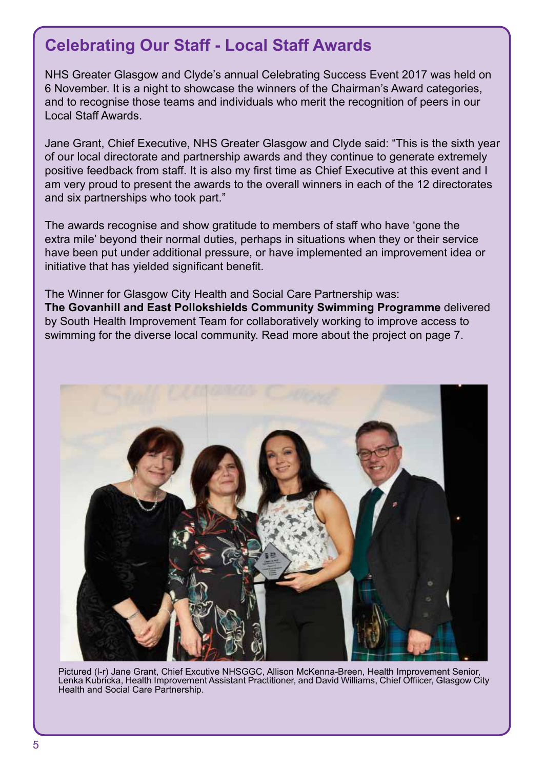## Celebrating Our Staff - Local Staff Awards

NHS Greater Glasgow and Clyde's annual Celebrating Success Event 2017 was held on 6 November. It is a night to showcase the winners of the Chairman's Award categories, and to recognise those teams and individuals who merit the recognition of peers in our Local Staff Awards.

Jane Grant, Chief Executive, NHS Greater Glasgow and Clyde said: "This is the sixth year of our local directorate and partnership awards and they continue to generate extremely positive feedback from staff. It is also my first time as Chief Executive at this event and I am very proud to present the awards to the overall winners in each of the 12 directorates and six partnerships who took part."

The awards recognise and show gratitude to members of staff who have 'gone the extra mile' beyond their normal duties, perhaps in situations when they or their service have been put under additional pressure, or have implemented an improvement idea or initiative that has yielded significant benefit.

The Winner for Glasgow City Health and Social Care Partnership was:
**The Govanhill and East Pollokshields Community Swimming Programme** delivered by South Health Improvement Team for collaboratively working to improve access to swimming for the diverse local community. Read more about the project on page 7.

Pictured (l-r) Jane Grant, Chief Excutive NHSGGC, Allison McKenna-Breen, Health Improvement Senior, Lenka Kubricka, Health Improvement Assistant Practitioner, and David Williams, Chief Offiicer, Glasgow City Health and Social Care Partnership.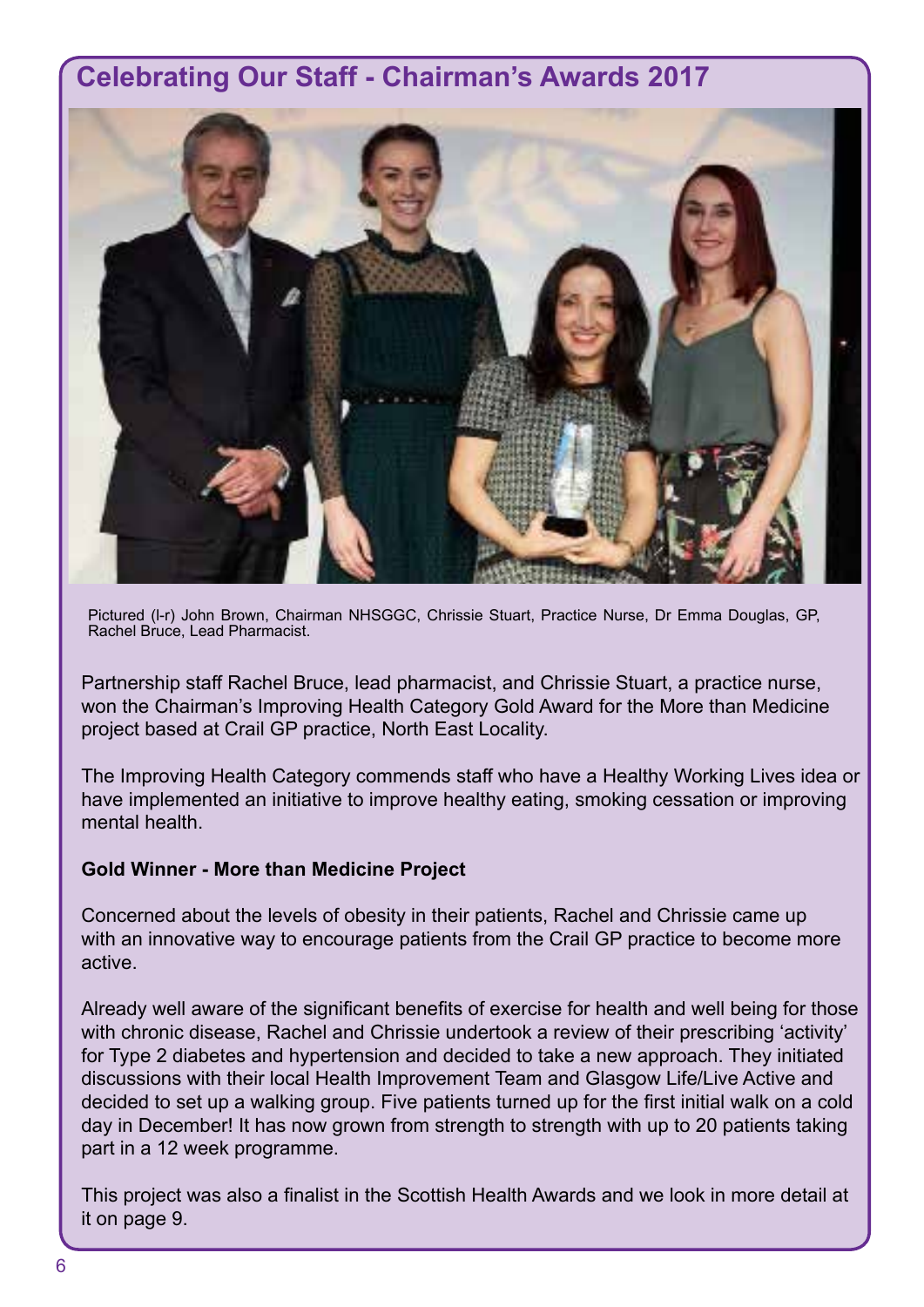## Celebrating Our Staff - Chairman's Awards 2017

Pictured (l-r) John Brown, Chairman NHSGGC, Chrissie Stuart, Practice Nurse, Dr Emma Douglas, GP, Rachel Bruce, Lead Pharmacist.

Partnership staff Rachel Bruce, lead pharmacist, and Chrissie Stuart, a practice nurse, won the Chairman's Improving Health Category Gold Award for the More than Medicine project based at Crail GP practice, North East Locality.

The Improving Health Category commends staff who have a Healthy Working Lives idea or have implemented an initiative to improve healthy eating, smoking cessation or improving mental health.

**Gold Winner - More than Medicine Project**

Concerned about the levels of obesity in their patients, Rachel and Chrissie came up with an innovative way to encourage patients from the Crail GP practice to become more active.

Already well aware of the significant benefits of exercise for health and well being for those with chronic disease, Rachel and Chrissie undertook a review of their prescribing 'activity' for Type 2 diabetes and hypertension and decided to take a new approach. They initiated discussions with their local Health Improvement Team and Glasgow Life/Live Active and decided to set up a walking group. Five patients turned up for the first initial walk on a cold day in December! It has now grown from strength to strength with up to 20 patients taking part in a 12 week programme.

This project was also a finalist in the Scottish Health Awards and we look in more detail at it on page 9.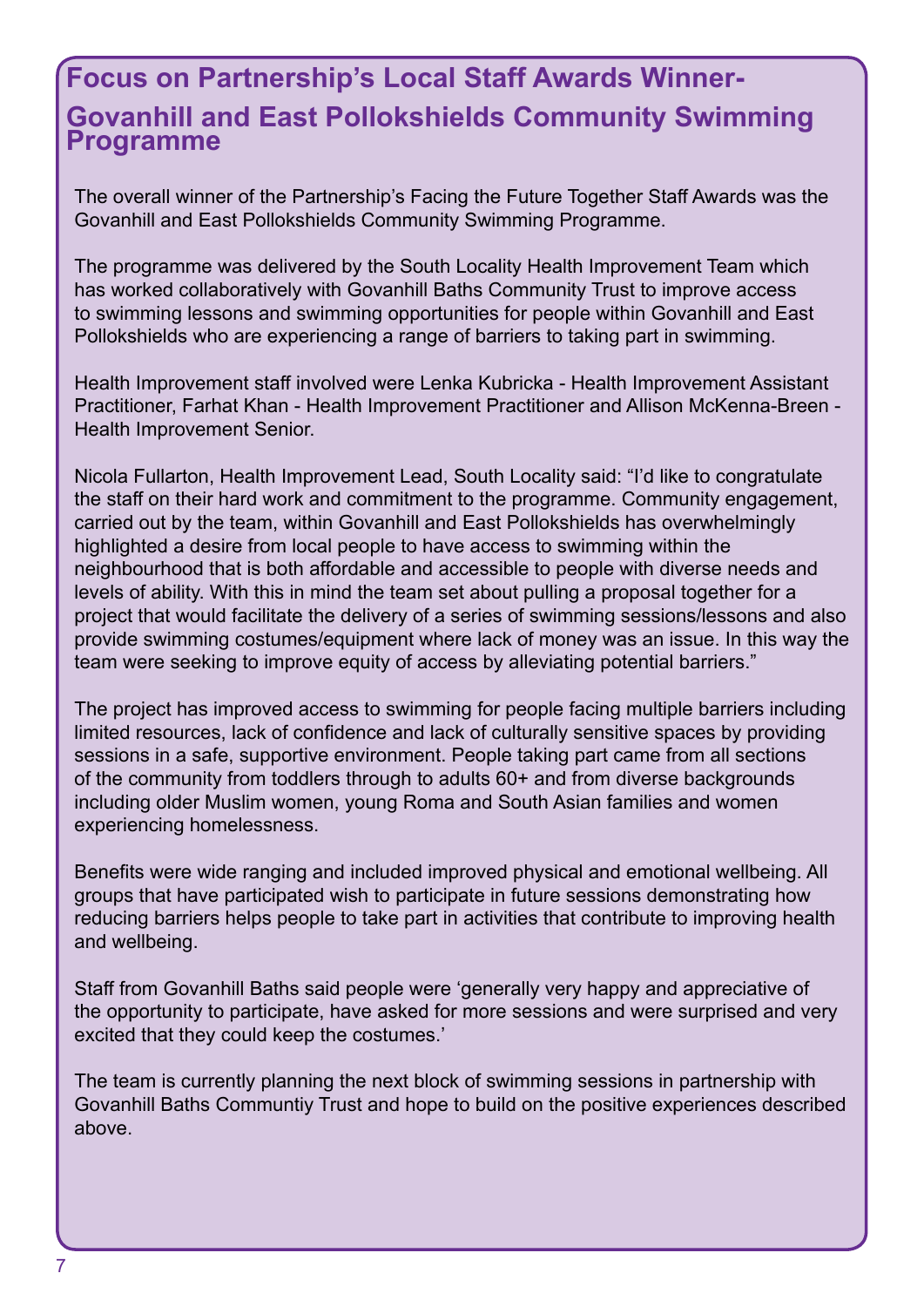## Focus on Partnership's Local Staff Awards Winner- Govanhill and East Pollokshields Community Swimming Programme

The overall winner of the Partnership's Facing the Future Together Staff Awards was the Govanhill and East Pollokshields Community Swimming Programme.

The programme was delivered by the South Locality Health Improvement Team which has worked collaboratively with Govanhill Baths Community Trust to improve access to swimming lessons and swimming opportunities for people within Govanhill and East Pollokshields who are experiencing a range of barriers to taking part in swimming.

Health Improvement staff involved were Lenka Kubricka - Health Improvement Assistant Practitioner, Farhat Khan - Health Improvement Practitioner and Allison McKenna-Breen - Health Improvement Senior.

Nicola Fullarton, Health Improvement Lead, South Locality said: "I'd like to congratulate the staff on their hard work and commitment to the programme. Community engagement, carried out by the team, within Govanhill and East Pollokshields has overwhelmingly highlighted a desire from local people to have access to swimming within the neighbourhood that is both affordable and accessible to people with diverse needs and levels of ability. With this in mind the team set about pulling a proposal together for a project that would facilitate the delivery of a series of swimming sessions/lessons and also provide swimming costumes/equipment where lack of money was an issue. In this way the team were seeking to improve equity of access by alleviating potential barriers."

The project has improved access to swimming for people facing multiple barriers including limited resources, lack of confidence and lack of culturally sensitive spaces by providing sessions in a safe, supportive environment. People taking part came from all sections of the community from toddlers through to adults 60+ and from diverse backgrounds including older Muslim women, young Roma and South Asian families and women experiencing homelessness.

Benefits were wide ranging and included improved physical and emotional wellbeing. All groups that have participated wish to participate in future sessions demonstrating how reducing barriers helps people to take part in activities that contribute to improving health and wellbeing.

Staff from Govanhill Baths said people were 'generally very happy and appreciative of the opportunity to participate, have asked for more sessions and were surprised and very excited that they could keep the costumes.'

The team is currently planning the next block of swimming sessions in partnership with Govanhill Baths Communtiy Trust and hope to build on the positive experiences described above.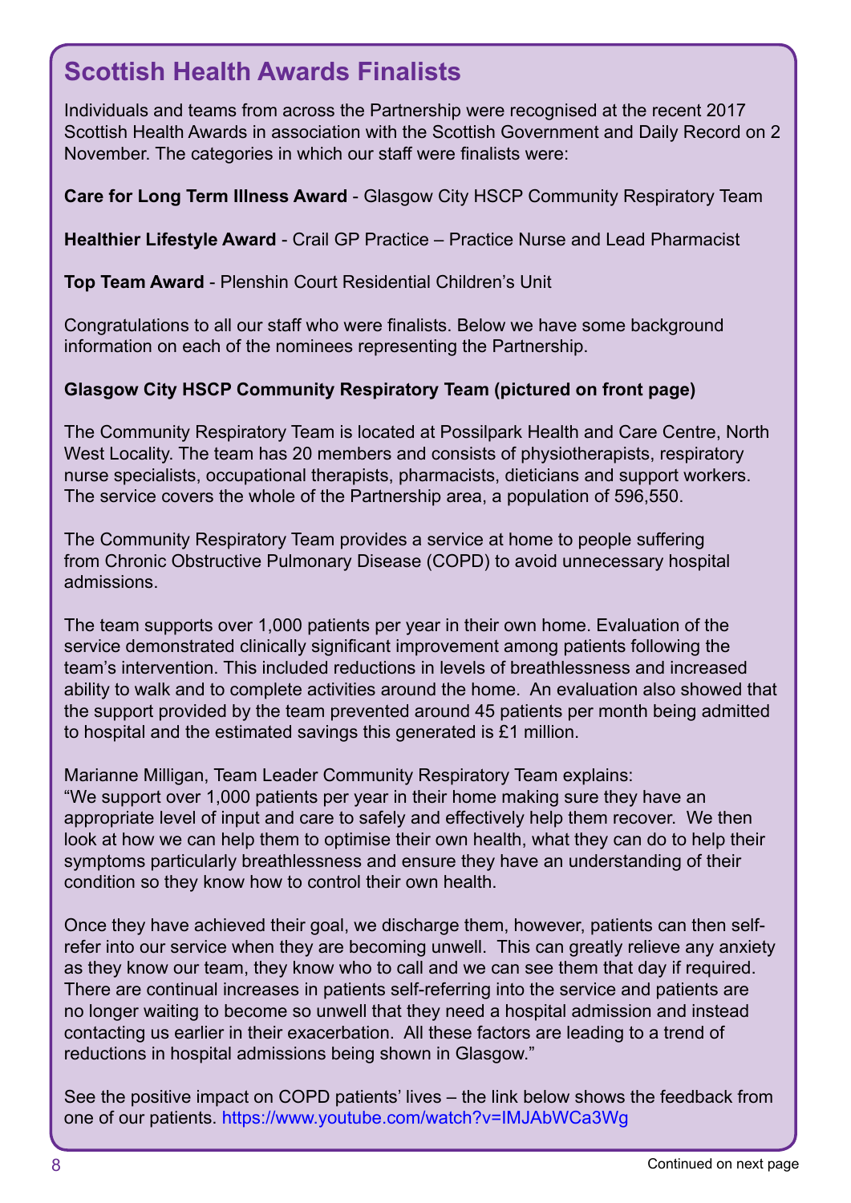## Scottish Health Awards Finalists

Individuals and teams from across the Partnership were recognised at the recent 2017 Scottish Health Awards in association with the Scottish Government and Daily Record on 2 November. The categories in which our staff were finalists were:

**Care for Long Term Illness Award** - Glasgow City HSCP Community Respiratory Team

**Healthier Lifestyle Award** - Crail GP Practice – Practice Nurse and Lead Pharmacist

**Top Team Award** - Plenshin Court Residential Children's Unit

Congratulations to all our staff who were finalists. Below we have some background information on each of the nominees representing the Partnership.

**Glasgow City HSCP Community Respiratory Team (pictured on front page)**

The Community Respiratory Team is located at Possilpark Health and Care Centre, North West Locality. The team has 20 members and consists of physiotherapists, respiratory nurse specialists, occupational therapists, pharmacists, dieticians and support workers. The service covers the whole of the Partnership area, a population of 596,550.

The Community Respiratory Team provides a service at home to people suffering from Chronic Obstructive Pulmonary Disease (COPD) to avoid unnecessary hospital admissions.

The team supports over 1,000 patients per year in their own home. Evaluation of the service demonstrated clinically significant improvement among patients following the team's intervention. This included reductions in levels of breathlessness and increased ability to walk and to complete activities around the home. An evaluation also showed that the support provided by the team prevented around 45 patients per month being admitted to hospital and the estimated savings this generated is £1 million.

Marianne Milligan, Team Leader Community Respiratory Team explains:
"We support over 1,000 patients per year in their home making sure they have an appropriate level of input and care to safely and effectively help them recover. We then look at how we can help them to optimise their own health, what they can do to help their symptoms particularly breathlessness and ensure they have an understanding of their condition so they know how to control their own health.

Once they have achieved their goal, we discharge them, however, patients can then self-refer into our service when they are becoming unwell. This can greatly relieve any anxiety as they know our team, they know who to call and we can see them that day if required. There are continual increases in patients self-referring into the service and patients are no longer waiting to become so unwell that they need a hospital admission and instead contacting us earlier in their exacerbation. All these factors are leading to a trend of reductions in hospital admissions being shown in Glasgow."

See the positive impact on COPD patients' lives – the link below shows the feedback from one of our patients. https://www.youtube.com/watch?v=IMJAbWCa3Wg

Continued on next page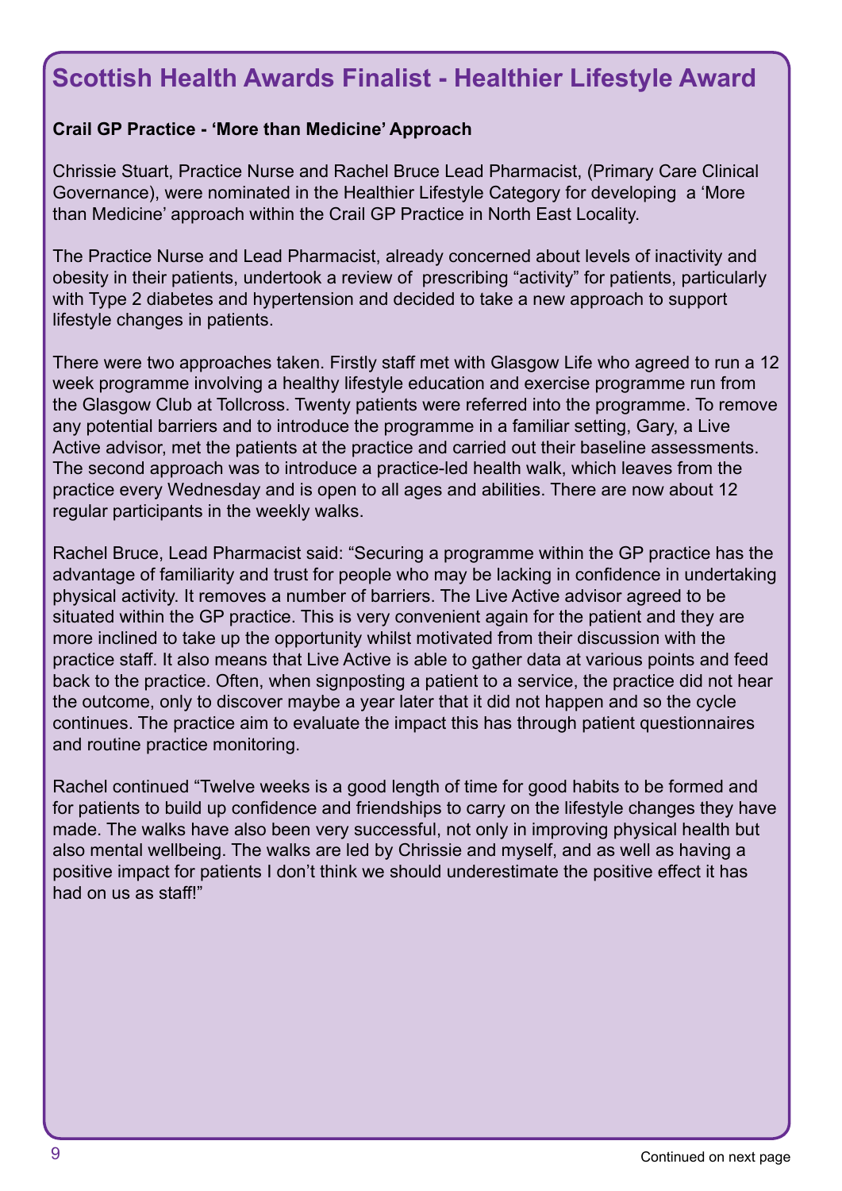## Scottish Health Awards Finalist - Healthier Lifestyle Award

**Crail GP Practice - 'More than Medicine' Approach**

Chrissie Stuart, Practice Nurse and Rachel Bruce Lead Pharmacist, (Primary Care Clinical Governance), were nominated in the Healthier Lifestyle Category for developing a 'More than Medicine' approach within the Crail GP Practice in North East Locality.

The Practice Nurse and Lead Pharmacist, already concerned about levels of inactivity and obesity in their patients, undertook a review of prescribing "activity" for patients, particularly with Type 2 diabetes and hypertension and decided to take a new approach to support lifestyle changes in patients.

There were two approaches taken. Firstly staff met with Glasgow Life who agreed to run a 12 week programme involving a healthy lifestyle education and exercise programme run from the Glasgow Club at Tollcross. Twenty patients were referred into the programme. To remove any potential barriers and to introduce the programme in a familiar setting, Gary, a Live Active advisor, met the patients at the practice and carried out their baseline assessments. The second approach was to introduce a practice-led health walk, which leaves from the practice every Wednesday and is open to all ages and abilities. There are now about 12 regular participants in the weekly walks.

Rachel Bruce, Lead Pharmacist said: "Securing a programme within the GP practice has the advantage of familiarity and trust for people who may be lacking in confidence in undertaking physical activity. It removes a number of barriers. The Live Active advisor agreed to be situated within the GP practice. This is very convenient again for the patient and they are more inclined to take up the opportunity whilst motivated from their discussion with the practice staff. It also means that Live Active is able to gather data at various points and feed back to the practice. Often, when signposting a patient to a service, the practice did not hear the outcome, only to discover maybe a year later that it did not happen and so the cycle continues. The practice aim to evaluate the impact this has through patient questionnaires and routine practice monitoring.

Rachel continued "Twelve weeks is a good length of time for good habits to be formed and for patients to build up confidence and friendships to carry on the lifestyle changes they have made. The walks have also been very successful, not only in improving physical health but also mental wellbeing. The walks are led by Chrissie and myself, and as well as having a positive impact for patients I don't think we should underestimate the positive effect it has had on us as staff!"

Continued on next page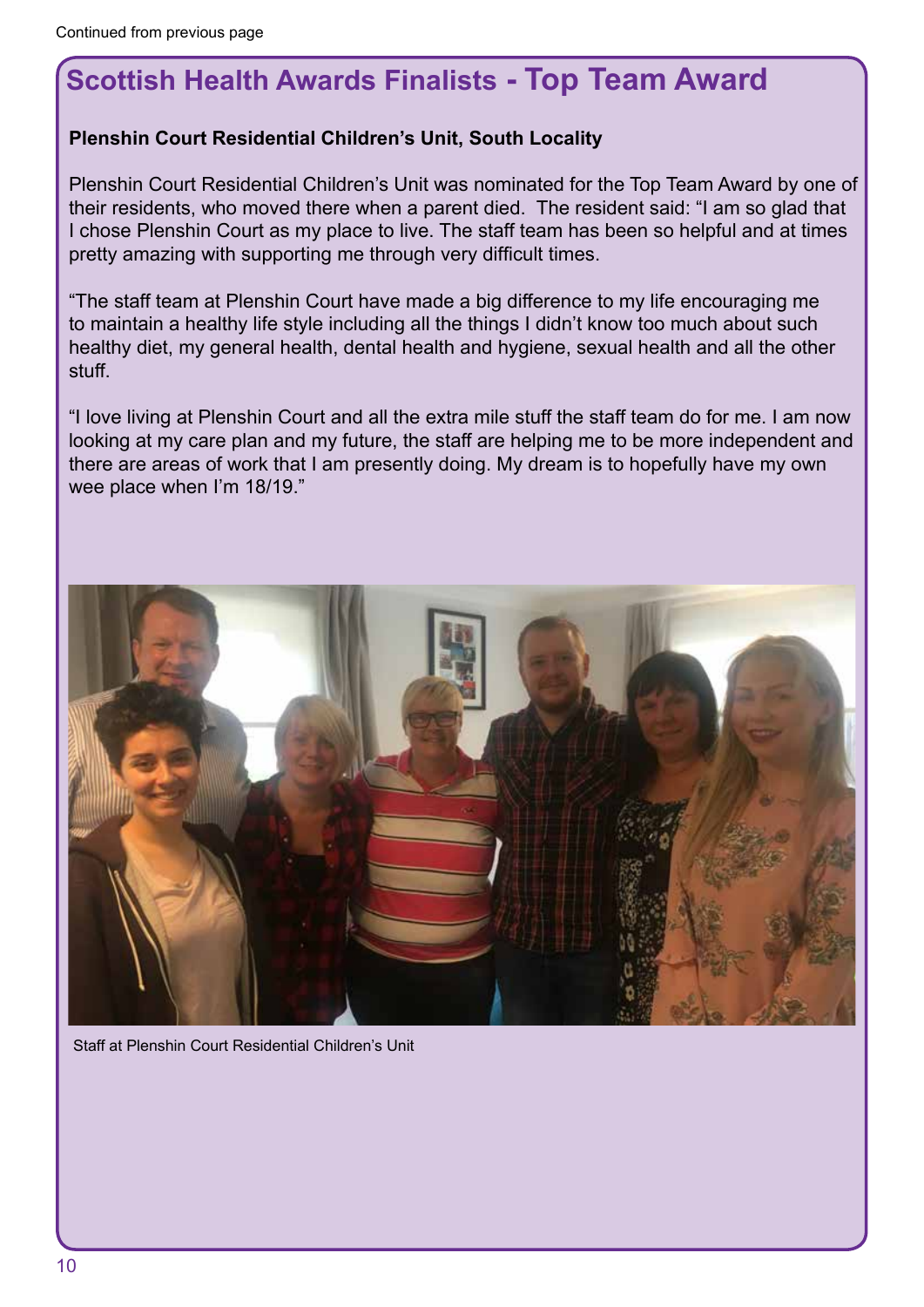Continued from previous page

## Scottish Health Awards Finalists - Top Team Award

**Plenshin Court Residential Children's Unit, South Locality**

Plenshin Court Residential Children's Unit was nominated for the Top Team Award by one of their residents, who moved there when a parent died. The resident said: "I am so glad that I chose Plenshin Court as my place to live. The staff team has been so helpful and at times pretty amazing with supporting me through very difficult times.

"The staff team at Plenshin Court have made a big difference to my life encouraging me to maintain a healthy life style including all the things I didn't know too much about such healthy diet, my general health, dental health and hygiene, sexual health and all the other stuff.

"I love living at Plenshin Court and all the extra mile stuff the staff team do for me. I am now looking at my care plan and my future, the staff are helping me to be more independent and there are areas of work that I am presently doing. My dream is to hopefully have my own wee place when I'm 18/19."

Staff at Plenshin Court Residential Children's Unit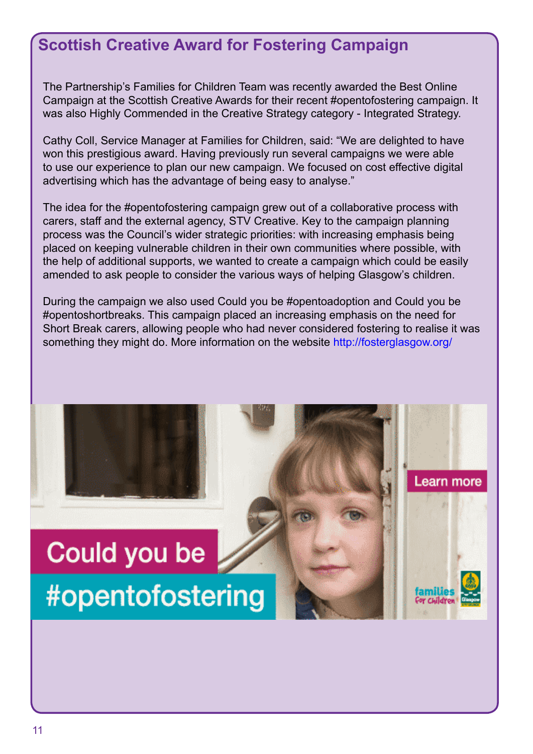## Scottish Creative Award for Fostering Campaign

The Partnership's Families for Children Team was recently awarded the Best Online Campaign at the Scottish Creative Awards for their recent #opentofostering campaign. It was also Highly Commended in the Creative Strategy category - Integrated Strategy.

Cathy Coll, Service Manager at Families for Children, said: "We are delighted to have won this prestigious award. Having previously run several campaigns we were able to use our experience to plan our new campaign. We focused on cost effective digital advertising which has the advantage of being easy to analyse."

The idea for the #opentofostering campaign grew out of a collaborative process with carers, staff and the external agency, STV Creative. Key to the campaign planning process was the Council's wider strategic priorities: with increasing emphasis being placed on keeping vulnerable children in their own communities where possible, with the help of additional supports, we wanted to create a campaign which could be easily amended to ask people to consider the various ways of helping Glasgow's children.

During the campaign we also used Could you be #opentoadoption and Could you be #opentoshortbreaks. This campaign placed an increasing emphasis on the need for Short Break carers, allowing people who had never considered fostering to realise it was something they might do. More information on the website http://fosterglasgow.org/

Could you be #opentofostering

Learn more

families for children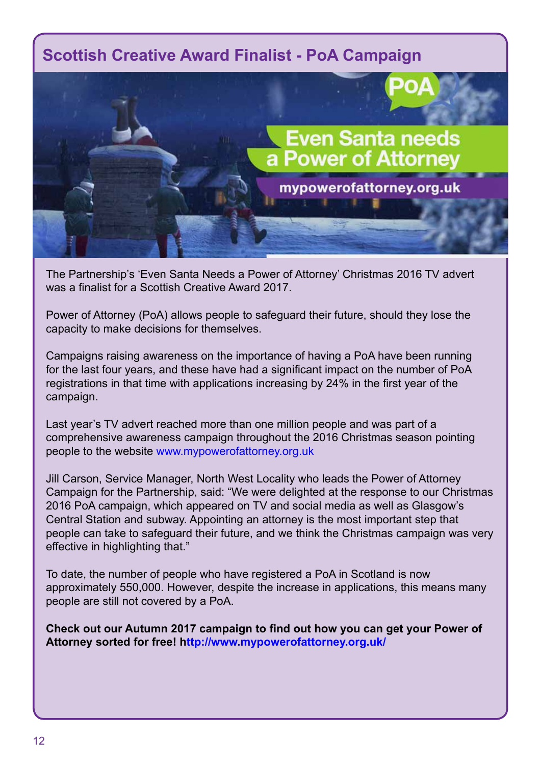## Scottish Creative Award Finalist - PoA Campaign

The Partnership's 'Even Santa Needs a Power of Attorney' Christmas 2016 TV advert was a finalist for a Scottish Creative Award 2017.

Power of Attorney (PoA) allows people to safeguard their future, should they lose the capacity to make decisions for themselves.

Campaigns raising awareness on the importance of having a PoA have been running for the last four years, and these have had a significant impact on the number of PoA registrations in that time with applications increasing by 24% in the first year of the campaign.

Last year's TV advert reached more than one million people and was part of a comprehensive awareness campaign throughout the 2016 Christmas season pointing people to the website www.mypowerofattorney.org.uk

Jill Carson, Service Manager, North West Locality who leads the Power of Attorney Campaign for the Partnership, said: "We were delighted at the response to our Christmas 2016 PoA campaign, which appeared on TV and social media as well as Glasgow's Central Station and subway. Appointing an attorney is the most important step that people can take to safeguard their future, and we think the Christmas campaign was very effective in highlighting that."

To date, the number of people who have registered a PoA in Scotland is now approximately 550,000. However, despite the increase in applications, this means many people are still not covered by a PoA.

**Check out our Autumn 2017 campaign to find out how you can get your Power of Attorney sorted for free! http://www.mypowerofattorney.org.uk/**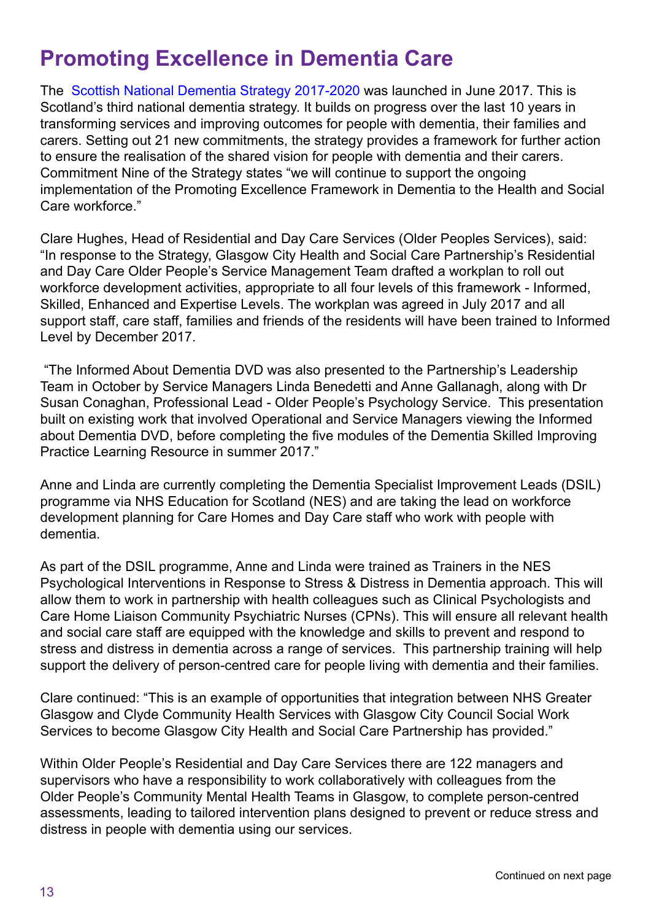# Promoting Excellence in Dementia Care

The Scottish National Dementia Strategy 2017-2020 was launched in June 2017. This is Scotland's third national dementia strategy. It builds on progress over the last 10 years in transforming services and improving outcomes for people with dementia, their families and carers. Setting out 21 new commitments, the strategy provides a framework for further action to ensure the realisation of the shared vision for people with dementia and their carers. Commitment Nine of the Strategy states "we will continue to support the ongoing implementation of the Promoting Excellence Framework in Dementia to the Health and Social Care workforce."

Clare Hughes, Head of Residential and Day Care Services (Older Peoples Services), said: "In response to the Strategy, Glasgow City Health and Social Care Partnership's Residential and Day Care Older People's Service Management Team drafted a workplan to roll out workforce development activities, appropriate to all four levels of this framework - Informed, Skilled, Enhanced and Expertise Levels. The workplan was agreed in July 2017 and all support staff, care staff, families and friends of the residents will have been trained to Informed Level by December 2017.

"The Informed About Dementia DVD was also presented to the Partnership's Leadership Team in October by Service Managers Linda Benedetti and Anne Gallanagh, along with Dr Susan Conaghan, Professional Lead - Older People's Psychology Service. This presentation built on existing work that involved Operational and Service Managers viewing the Informed about Dementia DVD, before completing the five modules of the Dementia Skilled Improving Practice Learning Resource in summer 2017."

Anne and Linda are currently completing the Dementia Specialist Improvement Leads (DSIL) programme via NHS Education for Scotland (NES) and are taking the lead on workforce development planning for Care Homes and Day Care staff who work with people with dementia.

As part of the DSIL programme, Anne and Linda were trained as Trainers in the NES Psychological Interventions in Response to Stress & Distress in Dementia approach. This will allow them to work in partnership with health colleagues such as Clinical Psychologists and Care Home Liaison Community Psychiatric Nurses (CPNs). This will ensure all relevant health and social care staff are equipped with the knowledge and skills to prevent and respond to stress and distress in dementia across a range of services. This partnership training will help support the delivery of person-centred care for people living with dementia and their families.

Clare continued: "This is an example of opportunities that integration between NHS Greater Glasgow and Clyde Community Health Services with Glasgow City Council Social Work Services to become Glasgow City Health and Social Care Partnership has provided."

Within Older People's Residential and Day Care Services there are 122 managers and supervisors who have a responsibility to work collaboratively with colleagues from the Older People's Community Mental Health Teams in Glasgow, to complete person-centred assessments, leading to tailored intervention plans designed to prevent or reduce stress and distress in people with dementia using our services.

Continued on next page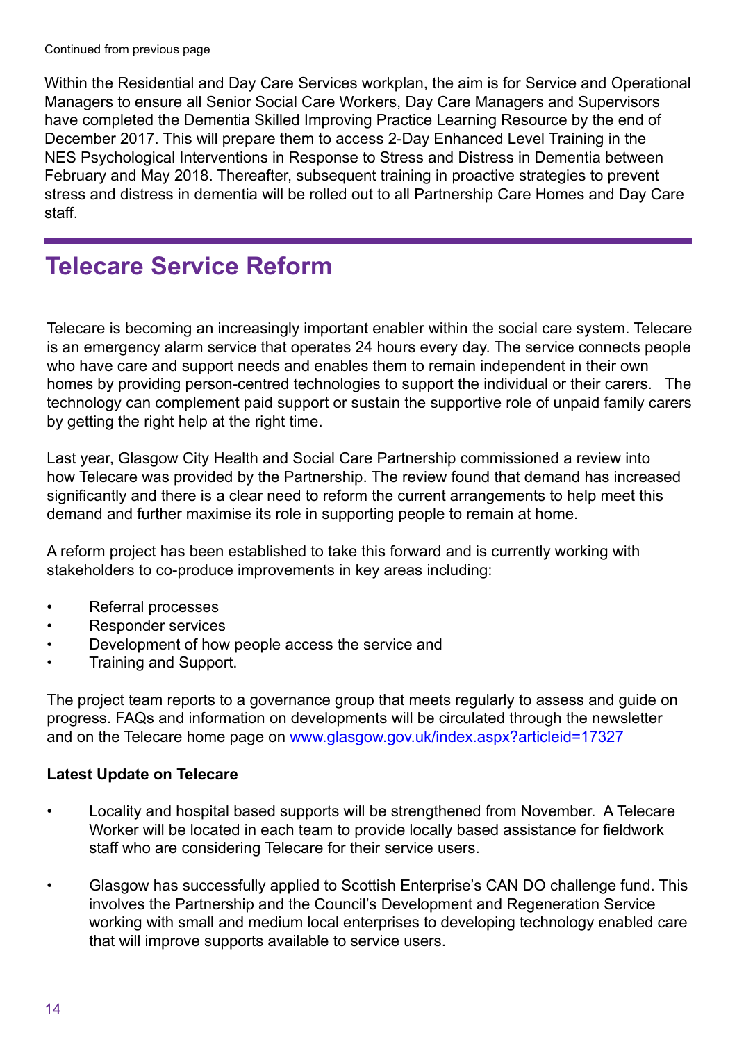Continued from previous page

Within the Residential and Day Care Services workplan, the aim is for Service and Operational Managers to ensure all Senior Social Care Workers, Day Care Managers and Supervisors have completed the Dementia Skilled Improving Practice Learning Resource by the end of December 2017. This will prepare them to access 2-Day Enhanced Level Training in the NES Psychological Interventions in Response to Stress and Distress in Dementia between February and May 2018. Thereafter, subsequent training in proactive strategies to prevent stress and distress in dementia will be rolled out to all Partnership Care Homes and Day Care staff.

## Telecare Service Reform

Telecare is becoming an increasingly important enabler within the social care system. Telecare is an emergency alarm service that operates 24 hours every day. The service connects people who have care and support needs and enables them to remain independent in their own homes by providing person-centred technologies to support the individual or their carers. The technology can complement paid support or sustain the supportive role of unpaid family carers by getting the right help at the right time.

Last year, Glasgow City Health and Social Care Partnership commissioned a review into how Telecare was provided by the Partnership. The review found that demand has increased significantly and there is a clear need to reform the current arrangements to help meet this demand and further maximise its role in supporting people to remain at home.

A reform project has been established to take this forward and is currently working with stakeholders to co-produce improvements in key areas including:

- Referral processes
- Responder services
- Development of how people access the service and
- Training and Support.

The project team reports to a governance group that meets regularly to assess and guide on progress. FAQs and information on developments will be circulated through the newsletter and on the Telecare home page on www.glasgow.gov.uk/index.aspx?articleid=17327

**Latest Update on Telecare**

- Locality and hospital based supports will be strengthened from November. A Telecare Worker will be located in each team to provide locally based assistance for fieldwork staff who are considering Telecare for their service users.

- Glasgow has successfully applied to Scottish Enterprise's CAN DO challenge fund. This involves the Partnership and the Council's Development and Regeneration Service working with small and medium local enterprises to developing technology enabled care that will improve supports available to service users.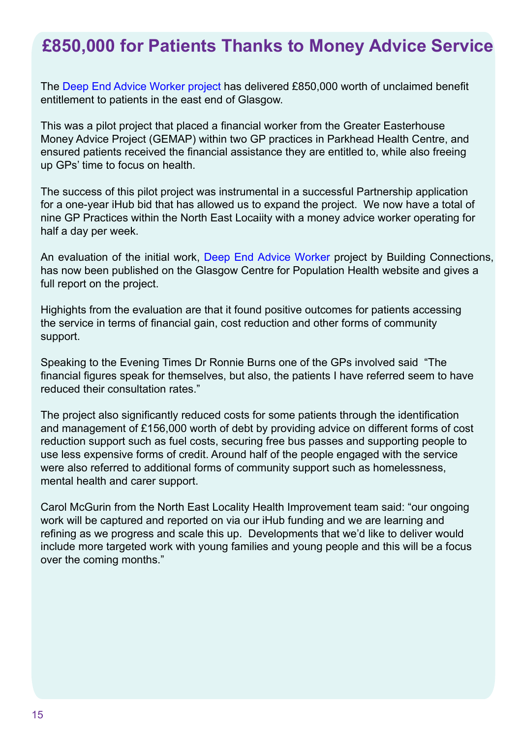# £850,000 for Patients Thanks to Money Advice Service

The Deep End Advice Worker project has delivered £850,000 worth of unclaimed benefit entitlement to patients in the east end of Glasgow.

This was a pilot project that placed a financial worker from the Greater Easterhouse Money Advice Project (GEMAP) within two GP practices in Parkhead Health Centre, and ensured patients received the financial assistance they are entitled to, while also freeing up GPs' time to focus on health.

The success of this pilot project was instrumental in a successful Partnership application for a one-year iHub bid that has allowed us to expand the project. We now have a total of nine GP Practices within the North East Locaiity with a money advice worker operating for half a day per week.

An evaluation of the initial work, Deep End Advice Worker project by Building Connections, has now been published on the Glasgow Centre for Population Health website and gives a full report on the project.

Highights from the evaluation are that it found positive outcomes for patients accessing the service in terms of financial gain, cost reduction and other forms of community support.

Speaking to the Evening Times Dr Ronnie Burns one of the GPs involved said "The financial figures speak for themselves, but also, the patients I have referred seem to have reduced their consultation rates."

The project also significantly reduced costs for some patients through the identification and management of £156,000 worth of debt by providing advice on different forms of cost reduction support such as fuel costs, securing free bus passes and supporting people to use less expensive forms of credit. Around half of the people engaged with the service were also referred to additional forms of community support such as homelessness, mental health and carer support.

Carol McGurin from the North East Locality Health Improvement team said: "our ongoing work will be captured and reported on via our iHub funding and we are learning and refining as we progress and scale this up. Developments that we'd like to deliver would include more targeted work with young families and young people and this will be a focus over the coming months."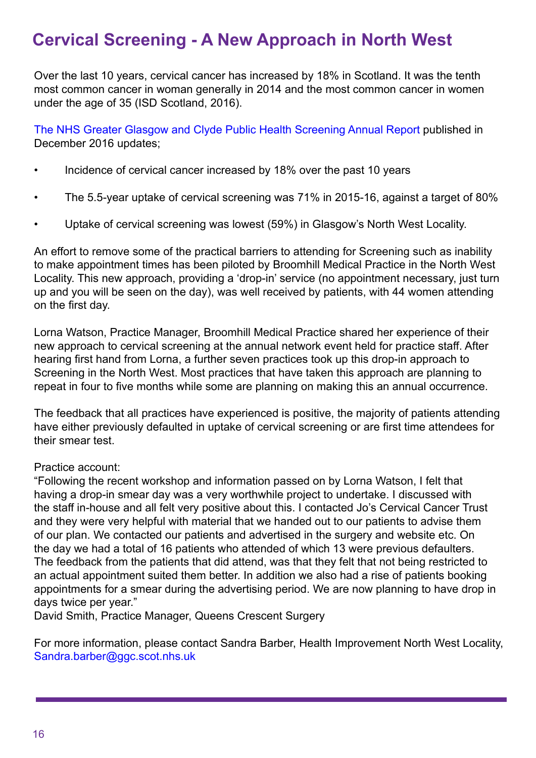# Cervical Screening - A New Approach in North West

Over the last 10 years, cervical cancer has increased by 18% in Scotland. It was the tenth most common cancer in woman generally in 2014 and the most common cancer in women under the age of 35 (ISD Scotland, 2016).

The NHS Greater Glasgow and Clyde Public Health Screening Annual Report published in December 2016 updates;

- Incidence of cervical cancer increased by 18% over the past 10 years
- The 5.5-year uptake of cervical screening was 71% in 2015-16, against a target of 80%
- Uptake of cervical screening was lowest (59%) in Glasgow's North West Locality.

An effort to remove some of the practical barriers to attending for Screening such as inability to make appointment times has been piloted by Broomhill Medical Practice in the North West Locality. This new approach, providing a 'drop-in' service (no appointment necessary, just turn up and you will be seen on the day), was well received by patients, with 44 women attending on the first day.

Lorna Watson, Practice Manager, Broomhill Medical Practice shared her experience of their new approach to cervical screening at the annual network event held for practice staff. After hearing first hand from Lorna, a further seven practices took up this drop-in approach to Screening in the North West. Most practices that have taken this approach are planning to repeat in four to five months while some are planning on making this an annual occurrence.

The feedback that all practices have experienced is positive, the majority of patients attending have either previously defaulted in uptake of cervical screening or are first time attendees for their smear test.

Practice account:
"Following the recent workshop and information passed on by Lorna Watson, I felt that having a drop-in smear day was a very worthwhile project to undertake. I discussed with the staff in-house and all felt very positive about this. I contacted Jo's Cervical Cancer Trust and they were very helpful with material that we handed out to our patients to advise them of our plan. We contacted our patients and advertised in the surgery and website etc. On the day we had a total of 16 patients who attended of which 13 were previous defaulters. The feedback from the patients that did attend, was that they felt that not being restricted to an actual appointment suited them better. In addition we also had a rise of patients booking appointments for a smear during the advertising period. We are now planning to have drop in days twice per year."
David Smith, Practice Manager, Queens Crescent Surgery

For more information, please contact Sandra Barber, Health Improvement North West Locality, Sandra.barber@ggc.scot.nhs.uk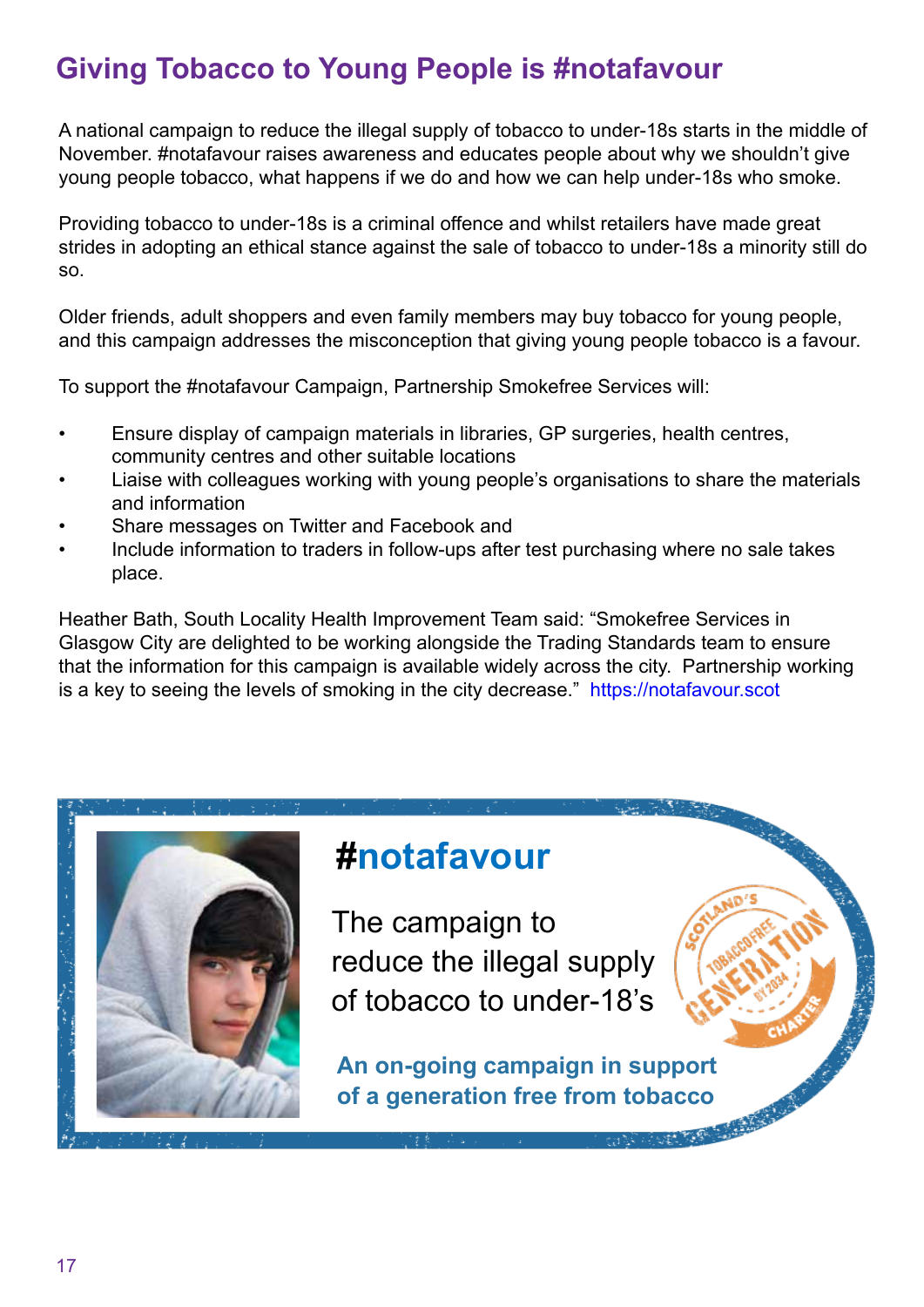# Giving Tobacco to Young People is #notafavour

A national campaign to reduce the illegal supply of tobacco to under-18s starts in the middle of November. #notafavour raises awareness and educates people about why we shouldn't give young people tobacco, what happens if we do and how we can help under-18s who smoke.

Providing tobacco to under-18s is a criminal offence and whilst retailers have made great strides in adopting an ethical stance against the sale of tobacco to under-18s a minority still do so.

Older friends, adult shoppers and even family members may buy tobacco for young people, and this campaign addresses the misconception that giving young people tobacco is a favour.

To support the #notafavour Campaign, Partnership Smokefree Services will:

- Ensure display of campaign materials in libraries, GP surgeries, health centres, community centres and other suitable locations
- Liaise with colleagues working with young people's organisations to share the materials and information
- Share messages on Twitter and Facebook and
- Include information to traders in follow-ups after test purchasing where no sale takes place.

Heather Bath, South Locality Health Improvement Team said: "Smokefree Services in Glasgow City are delighted to be working alongside the Trading Standards team to ensure that the information for this campaign is available widely across the city. Partnership working is a key to seeing the levels of smoking in the city decrease." https://notafavour.scot

## #notafavour

The campaign to reduce the illegal supply of tobacco to under-18's

Scotland's Tobaccofree Generation by 2034 Charter

**An on-going campaign in support of a generation free from tobacco**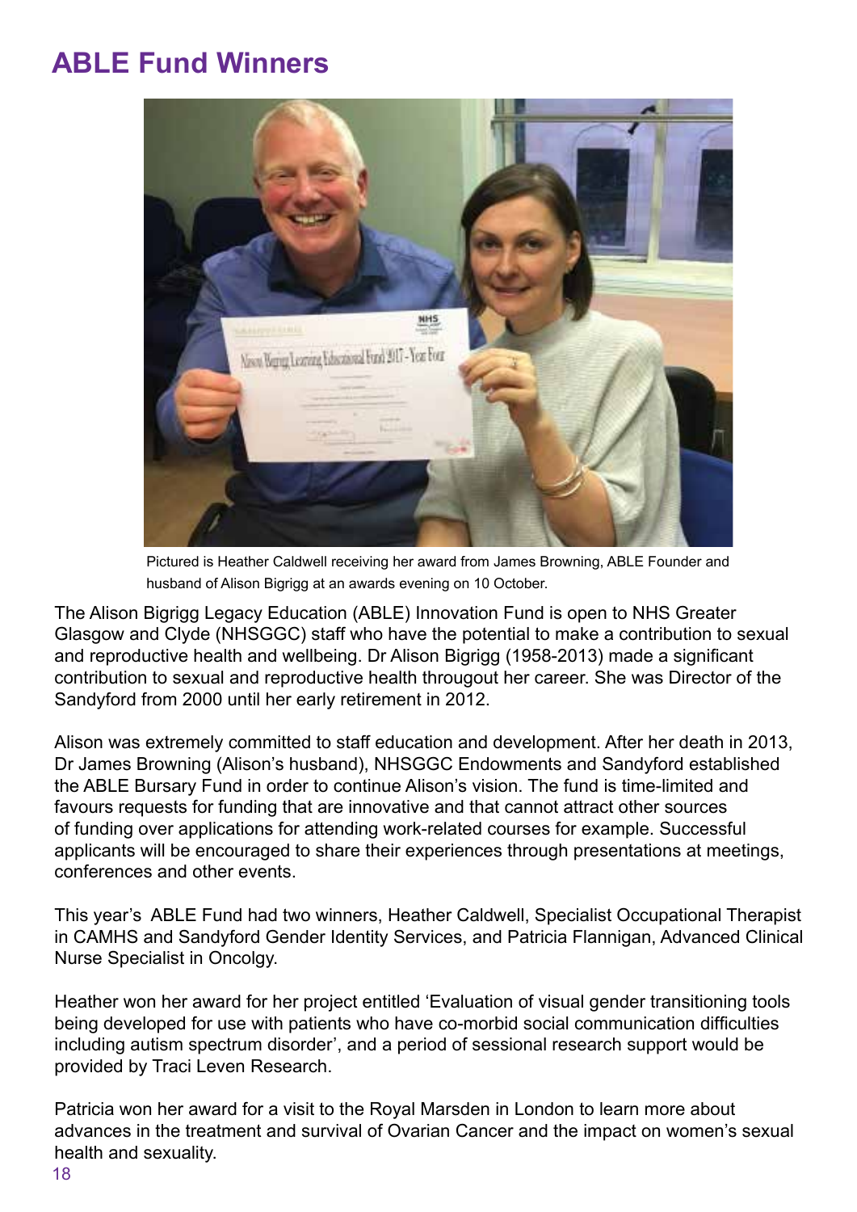# ABLE Fund Winners

Pictured is Heather Caldwell receiving her award from James Browning, ABLE Founder and husband of Alison Bigrigg at an awards evening on 10 October.

The Alison Bigrigg Legacy Education (ABLE) Innovation Fund is open to NHS Greater Glasgow and Clyde (NHSGGC) staff who have the potential to make a contribution to sexual and reproductive health and wellbeing. Dr Alison Bigrigg (1958-2013) made a significant contribution to sexual and reproductive health througout her career. She was Director of the Sandyford from 2000 until her early retirement in 2012.

Alison was extremely committed to staff education and development. After her death in 2013, Dr James Browning (Alison's husband), NHSGGC Endowments and Sandyford established the ABLE Bursary Fund in order to continue Alison's vision. The fund is time-limited and favours requests for funding that are innovative and that cannot attract other sources of funding over applications for attending work-related courses for example. Successful applicants will be encouraged to share their experiences through presentations at meetings, conferences and other events.

This year's ABLE Fund had two winners, Heather Caldwell, Specialist Occupational Therapist in CAMHS and Sandyford Gender Identity Services, and Patricia Flannigan, Advanced Clinical Nurse Specialist in Oncolgy.

Heather won her award for her project entitled 'Evaluation of visual gender transitioning tools being developed for use with patients who have co-morbid social communication difficulties including autism spectrum disorder', and a period of sessional research support would be provided by Traci Leven Research.

Patricia won her award for a visit to the Royal Marsden in London to learn more about advances in the treatment and survival of Ovarian Cancer and the impact on women's sexual health and sexuality.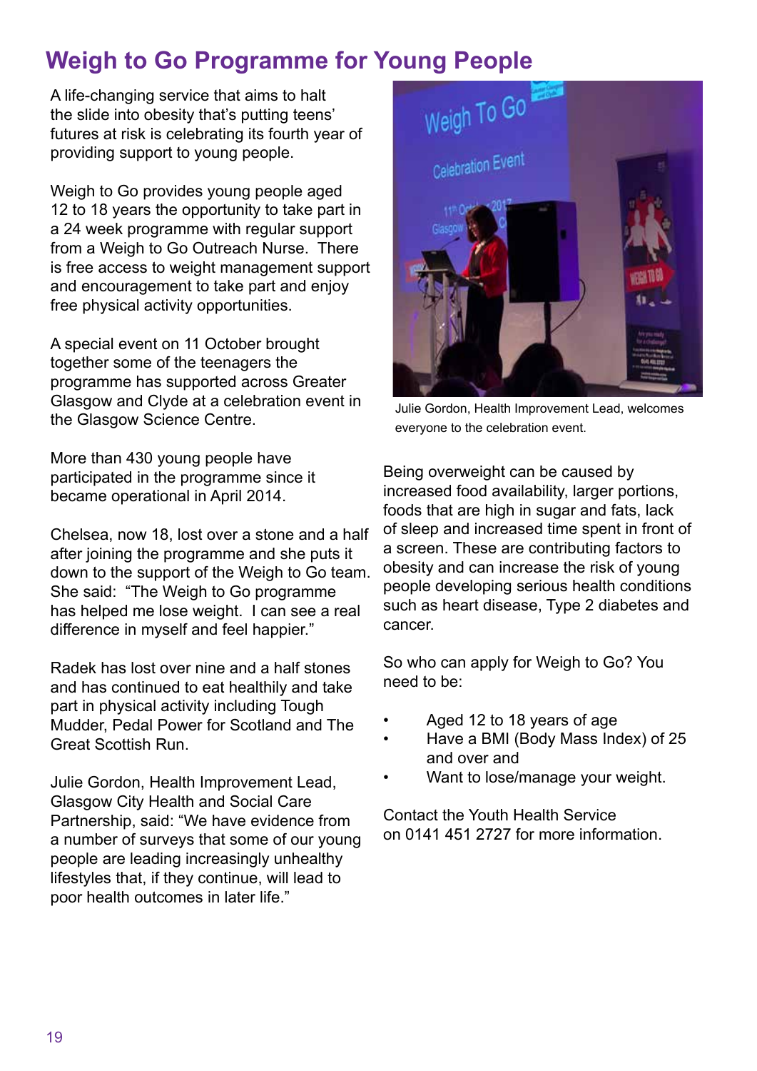# Weigh to Go Programme for Young People

A life-changing service that aims to halt the slide into obesity that's putting teens' futures at risk is celebrating its fourth year of providing support to young people.

Weigh to Go provides young people aged 12 to 18 years the opportunity to take part in a 24 week programme with regular support from a Weigh to Go Outreach Nurse. There is free access to weight management support and encouragement to take part and enjoy free physical activity opportunities.

A special event on 11 October brought together some of the teenagers the programme has supported across Greater Glasgow and Clyde at a celebration event in the Glasgow Science Centre.

More than 430 young people have participated in the programme since it became operational in April 2014.

Chelsea, now 18, lost over a stone and a half after joining the programme and she puts it down to the support of the Weigh to Go team. She said: "The Weigh to Go programme has helped me lose weight. I can see a real difference in myself and feel happier."

Radek has lost over nine and a half stones and has continued to eat healthily and take part in physical activity including Tough Mudder, Pedal Power for Scotland and The Great Scottish Run.

Julie Gordon, Health Improvement Lead, Glasgow City Health and Social Care Partnership, said: "We have evidence from a number of surveys that some of our young people are leading increasingly unhealthy lifestyles that, if they continue, will lead to poor health outcomes in later life."

Julie Gordon, Health Improvement Lead, welcomes everyone to the celebration event.

Being overweight can be caused by increased food availability, larger portions, foods that are high in sugar and fats, lack of sleep and increased time spent in front of a screen. These are contributing factors to obesity and can increase the risk of young people developing serious health conditions such as heart disease, Type 2 diabetes and cancer.

So who can apply for Weigh to Go? You need to be:

- Aged 12 to 18 years of age
- Have a BMI (Body Mass Index) of 25 and over and
- Want to lose/manage your weight.

Contact the Youth Health Service on 0141 451 2727 for more information.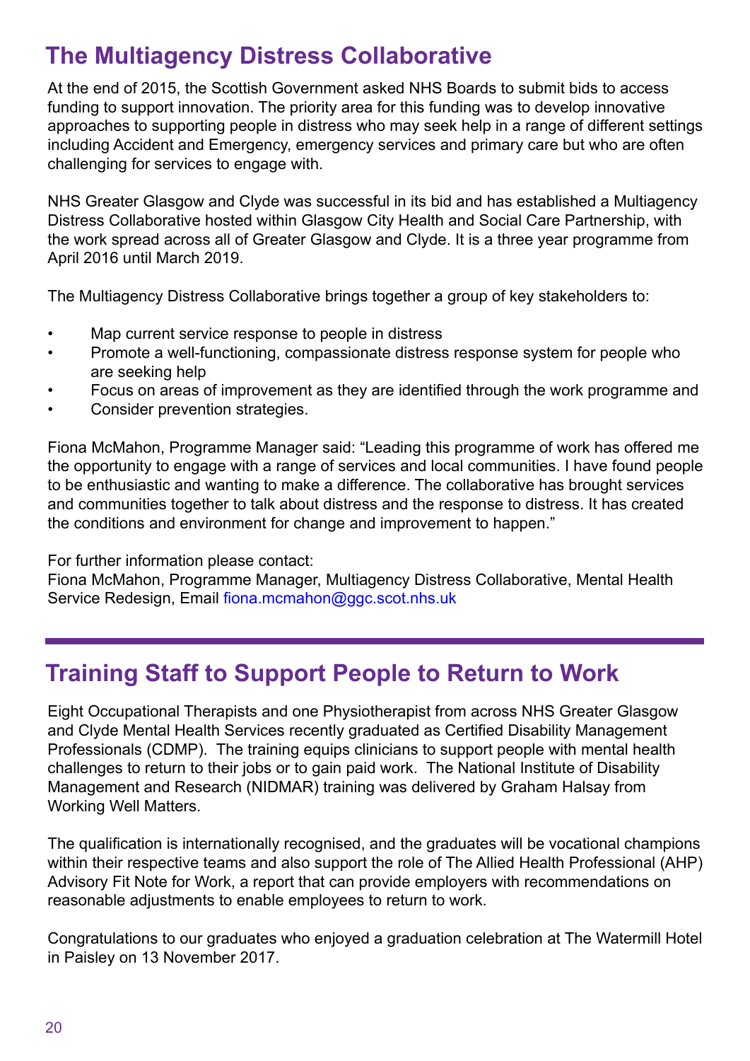## The Multiagency Distress Collaborative

At the end of 2015, the Scottish Government asked NHS Boards to submit bids to access funding to support innovation. The priority area for this funding was to develop innovative approaches to supporting people in distress who may seek help in a range of different settings including Accident and Emergency, emergency services and primary care but who are often challenging for services to engage with.

NHS Greater Glasgow and Clyde was successful in its bid and has established a Multiagency Distress Collaborative hosted within Glasgow City Health and Social Care Partnership, with the work spread across all of Greater Glasgow and Clyde. It is a three year programme from April 2016 until March 2019.

The Multiagency Distress Collaborative brings together a group of key stakeholders to:

- Map current service response to people in distress
- Promote a well-functioning, compassionate distress response system for people who are seeking help
- Focus on areas of improvement as they are identified through the work programme and
- Consider prevention strategies.

Fiona McMahon, Programme Manager said: "Leading this programme of work has offered me the opportunity to engage with a range of services and local communities. I have found people to be enthusiastic and wanting to make a difference. The collaborative has brought services and communities together to talk about distress and the response to distress. It has created the conditions and environment for change and improvement to happen."

For further information please contact:
Fiona McMahon, Programme Manager, Multiagency Distress Collaborative, Mental Health Service Redesign, Email fiona.mcmahon@ggc.scot.nhs.uk

---

## Training Staff to Support People to Return to Work

Eight Occupational Therapists and one Physiotherapist from across NHS Greater Glasgow and Clyde Mental Health Services recently graduated as Certified Disability Management Professionals (CDMP). The training equips clinicians to support people with mental health challenges to return to their jobs or to gain paid work. The National Institute of Disability Management and Research (NIDMAR) training was delivered by Graham Halsay from Working Well Matters.

The qualification is internationally recognised, and the graduates will be vocational champions within their respective teams and also support the role of The Allied Health Professional (AHP) Advisory Fit Note for Work, a report that can provide employers with recommendations on reasonable adjustments to enable employees to return to work.

Congratulations to our graduates who enjoyed a graduation celebration at The Watermill Hotel in Paisley on 13 November 2017.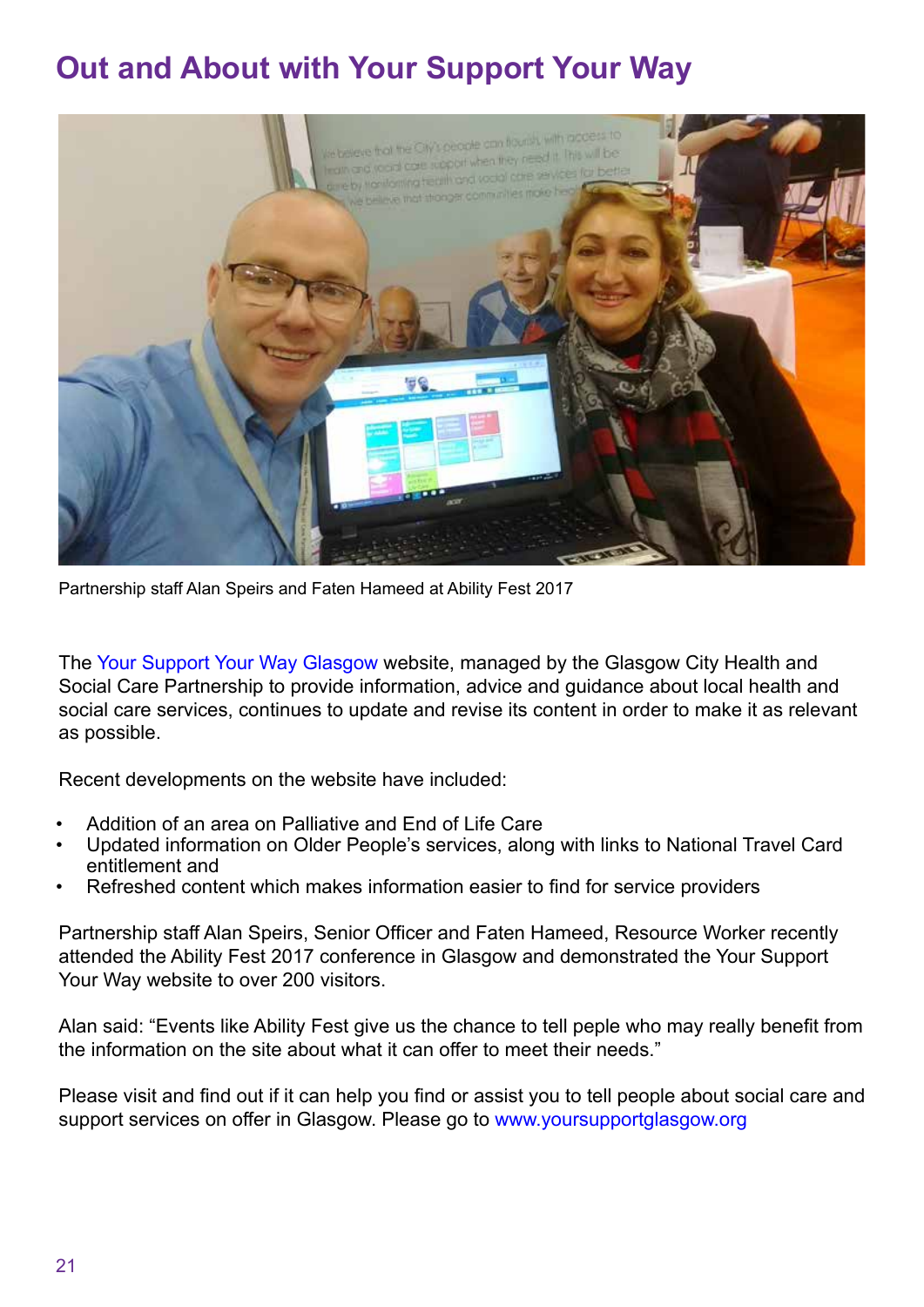# Out and About with Your Support Your Way

Partnership staff Alan Speirs and Faten Hameed at Ability Fest 2017

The Your Support Your Way Glasgow website, managed by the Glasgow City Health and Social Care Partnership to provide information, advice and guidance about local health and social care services, continues to update and revise its content in order to make it as relevant as possible.

Recent developments on the website have included:

- Addition of an area on Palliative and End of Life Care
- Updated information on Older People's services, along with links to National Travel Card entitlement and
- Refreshed content which makes information easier to find for service providers

Partnership staff Alan Speirs, Senior Officer and Faten Hameed, Resource Worker recently attended the Ability Fest 2017 conference in Glasgow and demonstrated the Your Support Your Way website to over 200 visitors.

Alan said: "Events like Ability Fest give us the chance to tell peple who may really benefit from the information on the site about what it can offer to meet their needs."

Please visit and find out if it can help you find or assist you to tell people about social care and support services on offer in Glasgow. Please go to www.yoursupportglasgow.org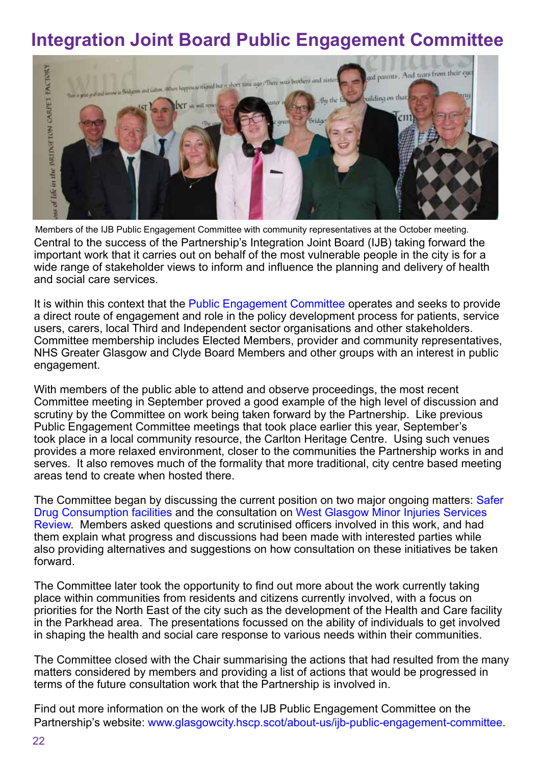# Integration Joint Board Public Engagement Committee

Members of the IJB Public Engagement Committee with community representatives at the October meeting.

Central to the success of the Partnership's Integration Joint Board (IJB) taking forward the important work that it carries out on behalf of the most vulnerable people in the city is for a wide range of stakeholder views to inform and influence the planning and delivery of health and social care services.

It is within this context that the Public Engagement Committee operates and seeks to provide a direct route of engagement and role in the policy development process for patients, service users, carers, local Third and Independent sector organisations and other stakeholders. Committee membership includes Elected Members, provider and community representatives, NHS Greater Glasgow and Clyde Board Members and other groups with an interest in public engagement.

With members of the public able to attend and observe proceedings, the most recent Committee meeting in September proved a good example of the high level of discussion and scrutiny by the Committee on work being taken forward by the Partnership. Like previous Public Engagement Committee meetings that took place earlier this year, September's took place in a local community resource, the Carlton Heritage Centre. Using such venues provides a more relaxed environment, closer to the communities the Partnership works in and serves. It also removes much of the formality that more traditional, city centre based meeting areas tend to create when hosted there.

The Committee began by discussing the current position on two major ongoing matters: Safer Drug Consumption facilities and the consultation on West Glasgow Minor Injuries Services Review. Members asked questions and scrutinised officers involved in this work, and had them explain what progress and discussions had been made with interested parties while also providing alternatives and suggestions on how consultation on these initiatives be taken forward.

The Committee later took the opportunity to find out more about the work currently taking place within communities from residents and citizens currently involved, with a focus on priorities for the North East of the city such as the development of the Health and Care facility in the Parkhead area. The presentations focussed on the ability of individuals to get involved in shaping the health and social care response to various needs within their communities.

The Committee closed with the Chair summarising the actions that had resulted from the many matters considered by members and providing a list of actions that would be progressed in terms of the future consultation work that the Partnership is involved in.

Find out more information on the work of the IJB Public Engagement Committee on the Partnership's website: www.glasgowcity.hscp.scot/about-us/ijb-public-engagement-committee.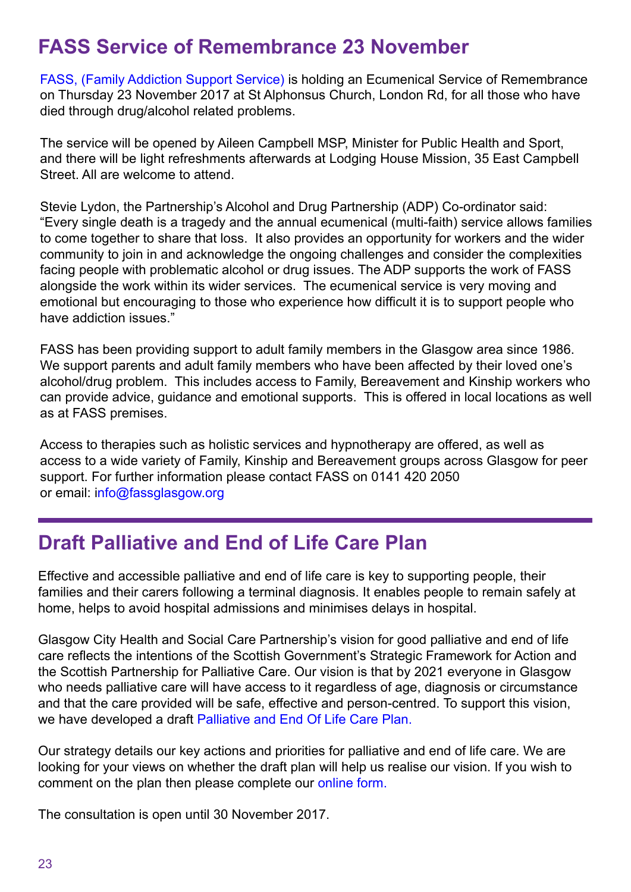## FASS Service of Remembrance 23 November

FASS, (Family Addiction Support Service) is holding an Ecumenical Service of Remembrance on Thursday 23 November 2017 at St Alphonsus Church, London Rd, for all those who have died through drug/alcohol related problems.

The service will be opened by Aileen Campbell MSP, Minister for Public Health and Sport, and there will be light refreshments afterwards at Lodging House Mission, 35 East Campbell Street. All are welcome to attend.

Stevie Lydon, the Partnership's Alcohol and Drug Partnership (ADP) Co-ordinator said: "Every single death is a tragedy and the annual ecumenical (multi-faith) service allows families to come together to share that loss. It also provides an opportunity for workers and the wider community to join in and acknowledge the ongoing challenges and consider the complexities facing people with problematic alcohol or drug issues. The ADP supports the work of FASS alongside the work within its wider services. The ecumenical service is very moving and emotional but encouraging to those who experience how difficult it is to support people who have addiction issues."

FASS has been providing support to adult family members in the Glasgow area since 1986. We support parents and adult family members who have been affected by their loved one's alcohol/drug problem. This includes access to Family, Bereavement and Kinship workers who can provide advice, guidance and emotional supports. This is offered in local locations as well as at FASS premises.

Access to therapies such as holistic services and hypnotherapy are offered, as well as access to a wide variety of Family, Kinship and Bereavement groups across Glasgow for peer support. For further information please contact FASS on 0141 420 2050
or email: info@fassglasgow.org

## Draft Palliative and End of Life Care Plan

Effective and accessible palliative and end of life care is key to supporting people, their families and their carers following a terminal diagnosis. It enables people to remain safely at home, helps to avoid hospital admissions and minimises delays in hospital.

Glasgow City Health and Social Care Partnership's vision for good palliative and end of life care reflects the intentions of the Scottish Government's Strategic Framework for Action and the Scottish Partnership for Palliative Care. Our vision is that by 2021 everyone in Glasgow who needs palliative care will have access to it regardless of age, diagnosis or circumstance and that the care provided will be safe, effective and person-centred. To support this vision, we have developed a draft Palliative and End Of Life Care Plan.

Our strategy details our key actions and priorities for palliative and end of life care. We are looking for your views on whether the draft plan will help us realise our vision. If you wish to comment on the plan then please complete our online form.

The consultation is open until 30 November 2017.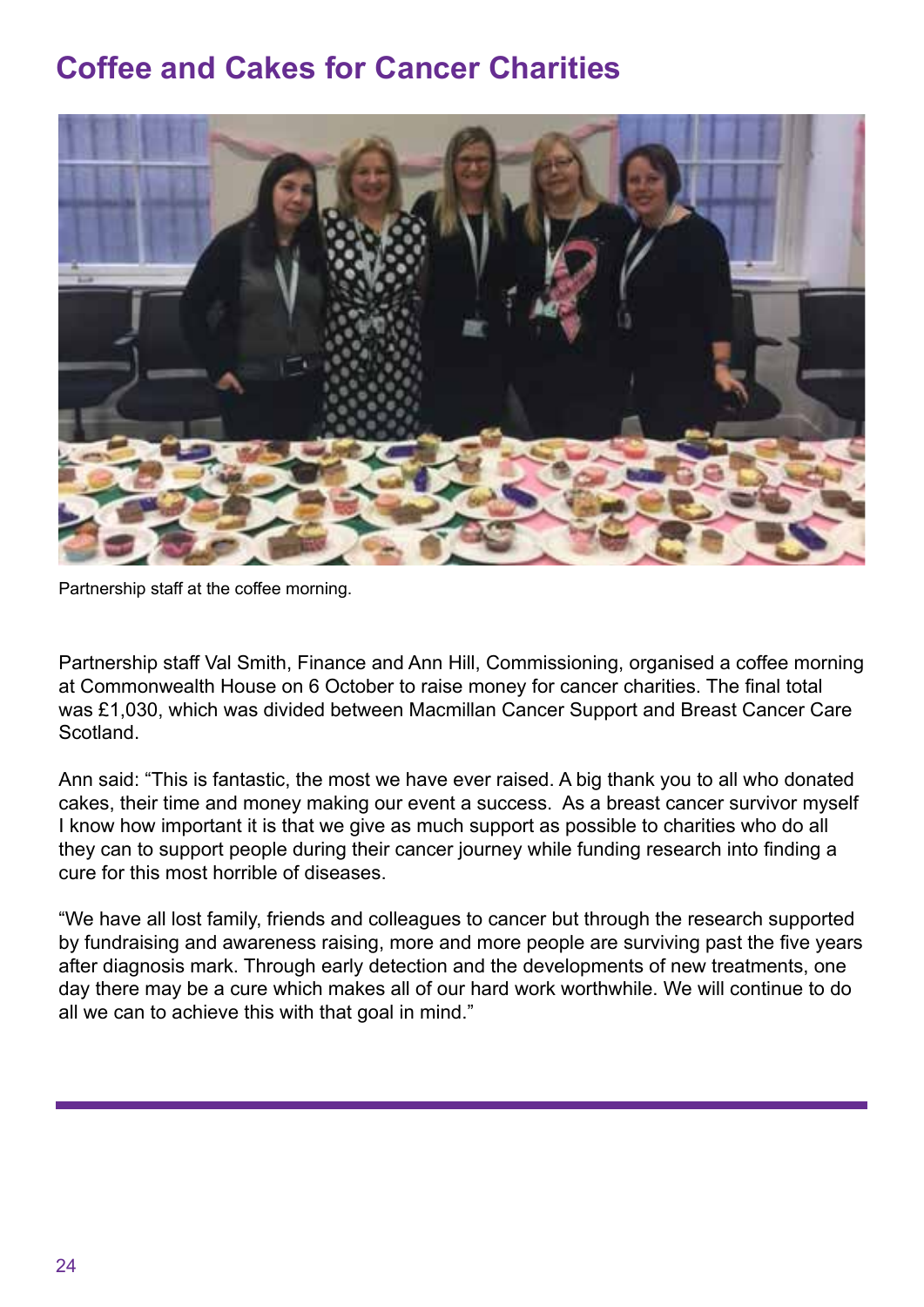# Coffee and Cakes for Cancer Charities

Partnership staff at the coffee morning.

Partnership staff Val Smith, Finance and Ann Hill, Commissioning, organised a coffee morning at Commonwealth House on 6 October to raise money for cancer charities. The final total was £1,030, which was divided between Macmillan Cancer Support and Breast Cancer Care Scotland.

Ann said: “This is fantastic, the most we have ever raised. A big thank you to all who donated cakes, their time and money making our event a success. As a breast cancer survivor myself I know how important it is that we give as much support as possible to charities who do all they can to support people during their cancer journey while funding research into finding a cure for this most horrible of diseases.

“We have all lost family, friends and colleagues to cancer but through the research supported by fundraising and awareness raising, more and more people are surviving past the five years after diagnosis mark. Through early detection and the developments of new treatments, one day there may be a cure which makes all of our hard work worthwhile. We will continue to do all we can to achieve this with that goal in mind.”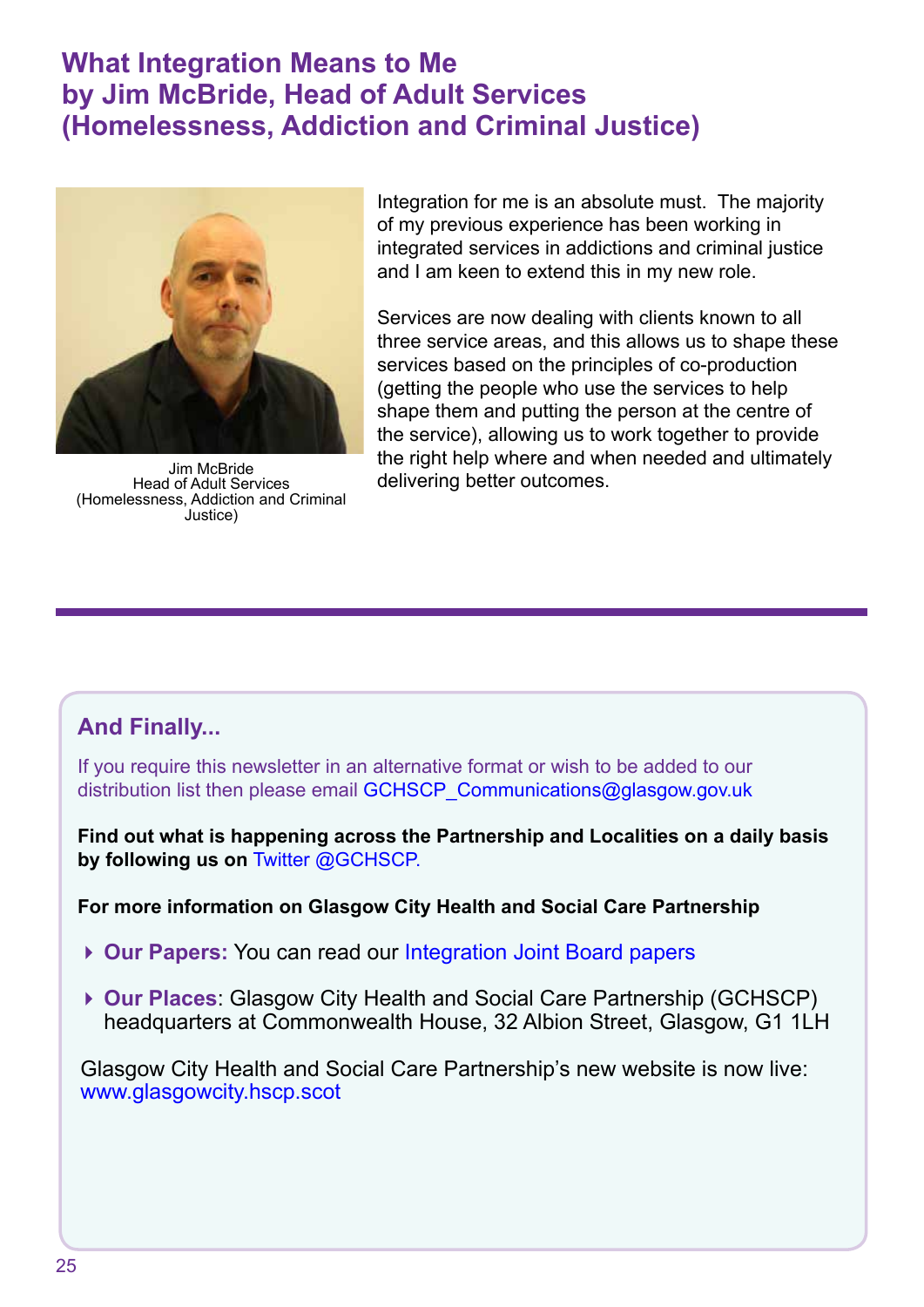## What Integration Means to Me by Jim McBride, Head of Adult Services (Homelessness, Addiction and Criminal Justice)

Jim McBride
Head of Adult Services
(Homelessness, Addiction and Criminal Justice)

Integration for me is an absolute must. The majority of my previous experience has been working in integrated services in addictions and criminal justice and I am keen to extend this in my new role.

Services are now dealing with clients known to all three service areas, and this allows us to shape these services based on the principles of co-production (getting the people who use the services to help shape them and putting the person at the centre of the service), allowing us to work together to provide the right help where and when needed and ultimately delivering better outcomes.

### And Finally...

If you require this newsletter in an alternative format or wish to be added to our distribution list then please email GCHSCP_Communications@glasgow.gov.uk

**Find out what is happening across the Partnership and Localities on a daily basis by following us on** Twitter @GCHSCP.

**For more information on Glasgow City Health and Social Care Partnership**

- **Our Papers:** You can read our Integration Joint Board papers
- **Our Places**: Glasgow City Health and Social Care Partnership (GCHSCP) headquarters at Commonwealth House, 32 Albion Street, Glasgow, G1 1LH

Glasgow City Health and Social Care Partnership's new website is now live: www.glasgowcity.hscp.scot